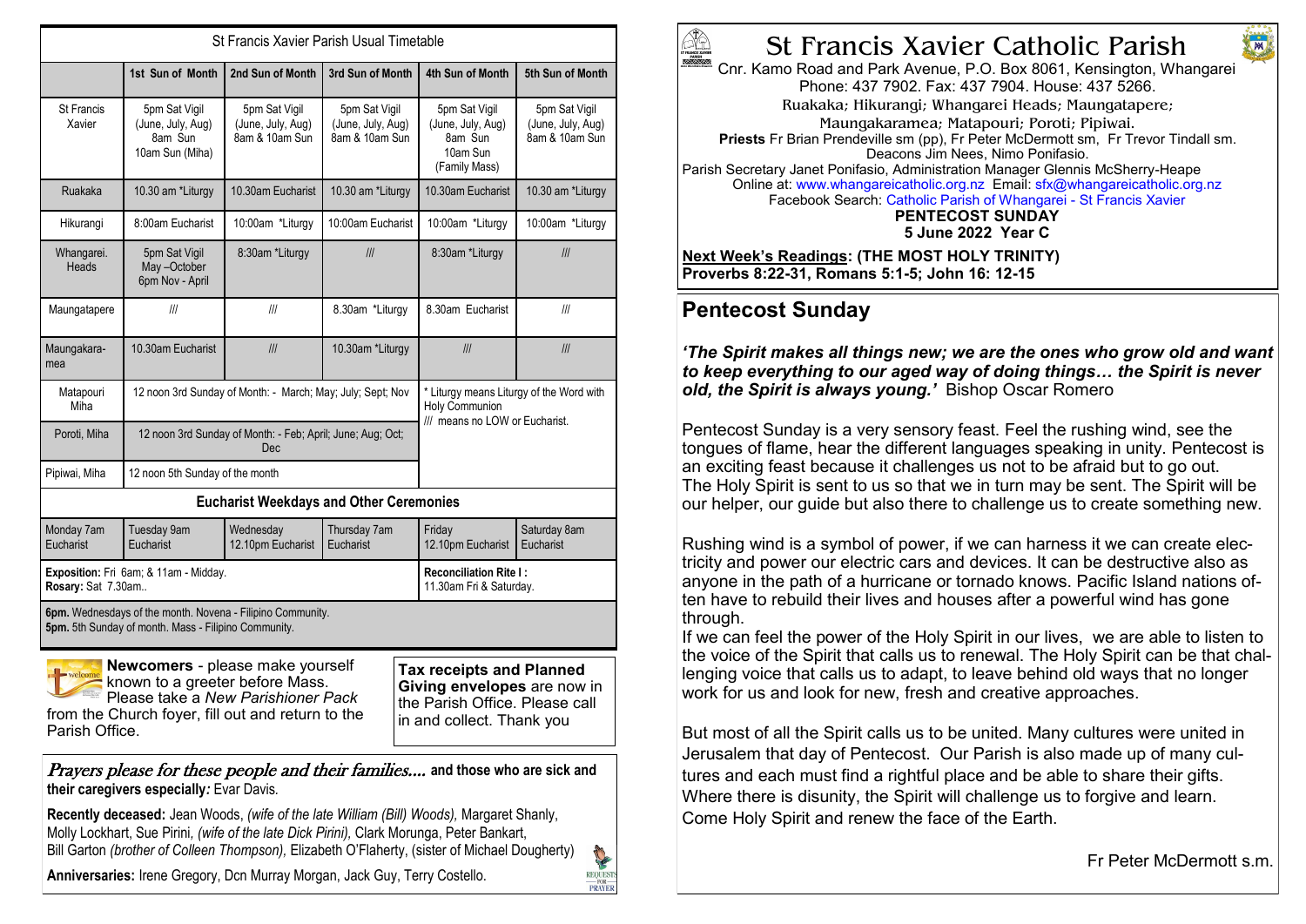# St Francis Xavier Catholic Parish

Cnr. Kamo Road and Park Avenue, P.O. Box 8061, Kensington, Whangarei
Phone: 437 7902. Fax: 437 7904. House: 437 5266.
Ruakaka; Hikurangi; Whangarei Heads; Maungatapere; Maungakaramea; Matapouri; Poroti; Pipiwai.
**Priests** Fr Brian Prendeville sm (pp), Fr Peter McDermott sm, Fr Trevor Tindall sm.
Deacons Jim Nees, Nimo Ponifasio.
Parish Secretary Janet Ponifasio, Administration Manager Glennis McSherry-Heape
Online at: www.whangareicatholic.org.nz Email: sfx@whangareicatholic.org.nz
Facebook Search: Catholic Parish of Whangarei - St Francis Xavier

**PENTECOST SUNDAY**
**5 June 2022 Year C**

**Next Week's Readings: (THE MOST HOLY TRINITY)**
**Proverbs 8:22-31, Romans 5:1-5; John 16: 12-15**

## Pentecost Sunday

***'The Spirit makes all things new; we are the ones who grow old and want to keep everything to our aged way of doing things… the Spirit is never old, the Spirit is always young.'*** Bishop Oscar Romero

Pentecost Sunday is a very sensory feast. Feel the rushing wind, see the tongues of flame, hear the different languages speaking in unity. Pentecost is an exciting feast because it challenges us not to be afraid but to go out. The Holy Spirit is sent to us so that we in turn may be sent. The Spirit will be our helper, our guide but also there to challenge us to create something new.

Rushing wind is a symbol of power, if we can harness it we can create electricity and power our electric cars and devices. It can be destructive also as anyone in the path of a hurricane or tornado knows. Pacific Island nations often have to rebuild their lives and houses after a powerful wind has gone through.
If we can feel the power of the Holy Spirit in our lives, we are able to listen to the voice of the Spirit that calls us to renewal. The Holy Spirit can be that challenging voice that calls us to adapt, to leave behind old ways that no longer work for us and look for new, fresh and creative approaches.

But most of all the Spirit calls us to be united. Many cultures were united in Jerusalem that day of Pentecost. Our Parish is also made up of many cultures and each must find a rightful place and be able to share their gifts. Where there is disunity, the Spirit will challenge us to forgive and learn. Come Holy Spirit and renew the face of the Earth.

Fr Peter McDermott s.m.

## St Francis Xavier Parish Usual Timetable

| | 1st Sun of Month | 2nd Sun of Month | 3rd Sun of Month | 4th Sun of Month | 5th Sun of Month |
|---|---|---|---|---|---|
| St Francis Xavier | 5pm Sat Vigil (June, July, Aug) 8am Sun 10am Sun (Miha) | 5pm Sat Vigil (June, July, Aug) 8am & 10am Sun | 5pm Sat Vigil (June, July, Aug) 8am & 10am Sun | 5pm Sat Vigil (June, July, Aug) 8am Sun 10am Sun (Family Mass) | 5pm Sat Vigil (June, July, Aug) 8am & 10am Sun |
| Ruakaka | 10.30 am *Liturgy | 10.30am Eucharist | 10.30 am *Liturgy | 10.30am Eucharist | 10.30 am *Liturgy |
| Hikurangi | 8:00am Eucharist | 10:00am *Liturgy | 10:00am Eucharist | 10:00am *Liturgy | 10:00am *Liturgy |
| Whangarei. Heads | 5pm Sat Vigil May –October 6pm Nov - April | 8:30am *Liturgy | /// | 8:30am *Liturgy | /// |
| Maungatapere | /// | /// | 8.30am *Liturgy | 8.30am Eucharist | /// |
| Maungakaramea | 10.30am Eucharist | /// | 10.30am *Liturgy | /// | /// |
| Matapouri Miha | 12 noon 3rd Sunday of Month: - March; May; July; Sept; Nov | | | * Liturgy means Liturgy of the Word with Holy Communion /// means no LOW or Eucharist. | |
| Poroti, Miha | 12 noon 3rd Sunday of Month: - Feb; April; June; Aug; Oct; Dec | | | | |
| Pipiwai, Miha | 12 noon 5th Sunday of the month | | | | |

### Eucharist Weekdays and Other Ceremonies

| Monday 7am Eucharist | Tuesday 9am Eucharist | Wednesday 12.10pm Eucharist | Thursday 7am Eucharist | Friday 12.10pm Eucharist | Saturday 8am Eucharist |
|---|---|---|---|---|---|

**Exposition:** Fri 6am; & 11am - Midday.
**Rosary:** Sat 7.30am..

**Reconciliation Rite I :** 11.30am Fri & Saturday.

**6pm.** Wednesdays of the month. Novena - Filipino Community.
**5pm.** 5th Sunday of month. Mass - Filipino Community.

**Newcomers** - please make yourself known to a greeter before Mass. Please take a *New Parishioner Pack* from the Church foyer, fill out and return to the Parish Office.

**Tax receipts and Planned Giving envelopes** are now in the Parish Office. Please call in and collect. Thank you

*Prayers please for these people and their families….* **and those who are sick and their caregivers especially:** Evar Davis.

**Recently deceased:** Jean Woods, *(wife of the late William (Bill) Woods),* Margaret Shanly, Molly Lockhart, Sue Pirini, *(wife of the late Dick Pirini),* Clark Morunga, Peter Bankart, Bill Garton *(brother of Colleen Thompson),* Elizabeth O'Flaherty, (sister of Michael Dougherty)

**Anniversaries:** Irene Gregory, Dcn Murray Morgan, Jack Guy, Terry Costello.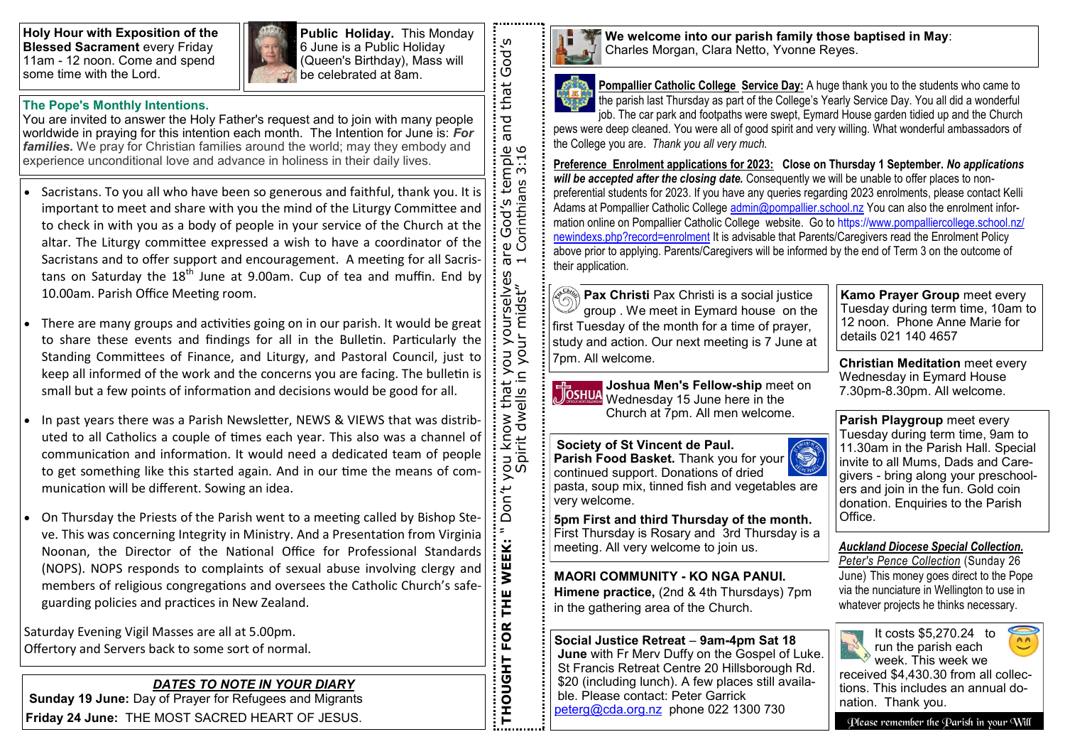**Holy Hour with Exposition of the Blessed Sacrament** every Friday 11am - 12 noon. Come and spend some time with the Lord.

**Public Holiday.** This Monday 6 June is a Public Holiday (Queen's Birthday), Mass will be celebrated at 8am.

**The Pope's Monthly Intentions.**

You are invited to answer the Holy Father's request and to join with many people worldwide in praying for this intention each month. The Intention for June is: ***For families.*** We pray for Christian families around the world; may they embody and experience unconditional love and advance in holiness in their daily lives.

- Sacristans. To you all who have been so generous and faithful, thank you. It is important to meet and share with you the mind of the Liturgy Committee and to check in with you as a body of people in your service of the Church at the altar. The Liturgy committee expressed a wish to have a coordinator of the Sacristans and to offer support and encouragement. A meeting for all Sacristans on Saturday the 18th June at 9.00am. Cup of tea and muffin. End by 10.00am. Parish Office Meeting room.
- There are many groups and activities going on in our parish. It would be great to share these events and findings for all in the Bulletin. Particularly the Standing Committees of Finance, and Liturgy, and Pastoral Council, just to keep all informed of the work and the concerns you are facing. The bulletin is small but a few points of information and decisions would be good for all.
- In past years there was a Parish Newsletter, NEWS & VIEWS that was distributed to all Catholics a couple of times each year. This also was a channel of communication and information. It would need a dedicated team of people to get something like this started again. And in our time the means of communication will be different. Sowing an idea.
- On Thursday the Priests of the Parish went to a meeting called by Bishop Steve. This was concerning Integrity in Ministry. And a Presentation from Virginia Noonan, the Director of the National Office for Professional Standards (NOPS). NOPS responds to complaints of sexual abuse involving clergy and members of religious congregations and oversees the Catholic Church's safeguarding policies and practices in New Zealand.

Saturday Evening Vigil Masses are all at 5.00pm.
Offertory and Servers back to some sort of normal.

***DATES TO NOTE IN YOUR DIARY***

**Sunday 19 June:** Day of Prayer for Refugees and Migrants
**Friday 24 June:** THE MOST SACRED HEART OF JESUS.

**THOUGHT FOR THE WEEK:** " Don't you know that you yourselves are God's temple and that God's Spirit dwells in your midst" 1 Corinthians 3:16

**We welcome into our parish family those baptised in May**: Charles Morgan, Clara Netto, Yvonne Reyes.

**Pompallier Catholic College Service Day:** A huge thank you to the students who came to the parish last Thursday as part of the College's Yearly Service Day. You all did a wonderful job. The car park and footpaths were swept, Eymard House garden tidied up and the Church pews were deep cleaned. You were all of good spirit and very willing. What wonderful ambassadors of the College you are. *Thank you all very much.*

**Preference Enrolment applications for 2023: Close on Thursday 1 September.** ***No applications will be accepted after the closing date.*** Consequently we will be unable to offer places to non-preferential students for 2023. If you have any queries regarding 2023 enrolments, please contact Kelli Adams at Pompallier Catholic College admin@pompallier.school.nz You can also the enrolment information online on Pompallier Catholic College website. Go to https://www.pompalliercollege.school.nz/newindexs.php?record=enrolment It is advisable that Parents/Caregivers read the Enrolment Policy above prior to applying. Parents/Caregivers will be informed by the end of Term 3 on the outcome of their application.

**Pax Christi** Pax Christi is a social justice group . We meet in Eymard house on the first Tuesday of the month for a time of prayer, study and action. Our next meeting is 7 June at 7pm. All welcome.

**Joshua Men's Fellow-ship** meet on Wednesday 15 June here in the Church at 7pm. All men welcome.

**Society of St Vincent de Paul.**
**Parish Food Basket.** Thank you for your continued support. Donations of dried pasta, soup mix, tinned fish and vegetables are very welcome.

**5pm First and third Thursday of the month.** First Thursday is Rosary and 3rd Thursday is a meeting. All very welcome to join us.

**MAORI COMMUNITY - KO NGA PANUI.**
**Himene practice,** (2nd & 4th Thursdays) 7pm in the gathering area of the Church.

**Social Justice Retreat – 9am-4pm Sat 18 June** with Fr Merv Duffy on the Gospel of Luke. St Francis Retreat Centre 20 Hillsborough Rd. $20 (including lunch). A few places still available. Please contact: Peter Garrick peterg@cda.org.nz phone 022 1300 730

**Kamo Prayer Group** meet every Tuesday during term time, 10am to 12 noon. Phone Anne Marie for details 021 140 4657

**Christian Meditation** meet every Wednesday in Eymard House 7.30pm-8.30pm. All welcome.

**Parish Playgroup** meet every Tuesday during term time, 9am to 11.30am in the Parish Hall. Special invite to all Mums, Dads and Caregivers - bring along your preschoolers and join in the fun. Gold coin donation. Enquiries to the Parish Office.

***Auckland Diocese Special Collection.***
*Peter's Pence Collection* (Sunday 26 June) This money goes direct to the Pope via the nunciature in Wellington to use in whatever projects he thinks necessary.

It costs $5,270.24 to run the parish each week. This week we received $4,430.30 from all collections. This includes an annual donation. Thank you.

Please remember the Parish in your Will